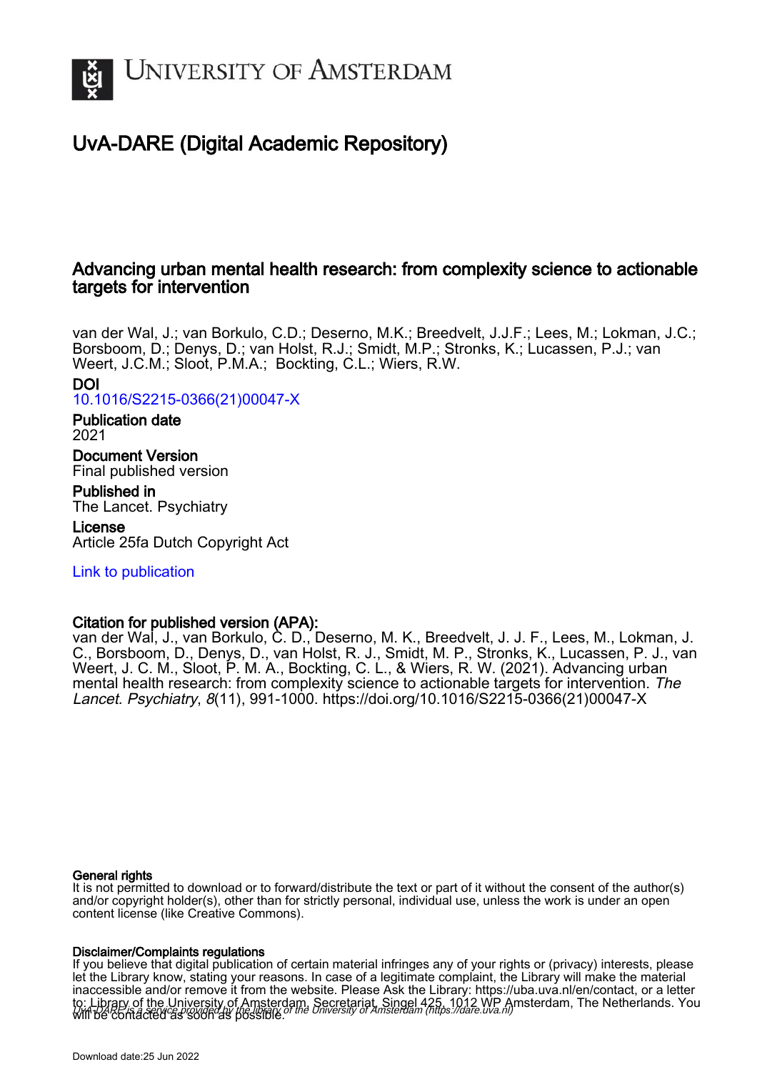# University of Amsterdam

## UvA-DARE (Digital Academic Repository)

### Advancing urban mental health research: from complexity science to actionable targets for intervention

van der Wal, J.; van Borkulo, C.D.; Deserno, M.K.; Breedvelt, J.J.F.; Lees, M.; Lokman, J.C.; Borsboom, D.; Denys, D.; van Holst, R.J.; Smidt, M.P.; Stronks, K.; Lucassen, P.J.; van Weert, J.C.M.; Sloot, P.M.A.; Bockting, C.L.; Wiers, R.W.

**DOI**
10.1016/S2215-0366(21)00047-X

**Publication date**
2021

**Document Version**
Final published version

**Published in**
The Lancet. Psychiatry

**License**
Article 25fa Dutch Copyright Act

Link to publication

**Citation for published version (APA):**
van der Wal, J., van Borkulo, C. D., Deserno, M. K., Breedvelt, J. J. F., Lees, M., Lokman, J. C., Borsboom, D., Denys, D., van Holst, R. J., Smidt, M. P., Stronks, K., Lucassen, P. J., van Weert, J. C. M., Sloot, P. M. A., Bockting, C. L., & Wiers, R. W. (2021). Advancing urban mental health research: from complexity science to actionable targets for intervention. *The Lancet. Psychiatry*, *8*(11), 991-1000. https://doi.org/10.1016/S2215-0366(21)00047-X

**General rights**
It is not permitted to download or to forward/distribute the text or part of it without the consent of the author(s) and/or copyright holder(s), other than for strictly personal, individual use, unless the work is under an open content license (like Creative Commons).

**Disclaimer/Complaints regulations**
If you believe that digital publication of certain material infringes any of your rights or (privacy) interests, please let the Library know, stating your reasons. In case of a legitimate complaint, the Library will make the material inaccessible and/or remove it from the website. Please Ask the Library: https://uba.uva.nl/en/contact, or a letter to: Library of the University of Amsterdam, Secretariat, Singel 425, 1012 WP Amsterdam, The Netherlands. You will be contacted as soon as possible.

*UvA-DARE is a service provided by the library of the University of Amsterdam (https://dare.uva.nl)*

Download date:25 Jun 2022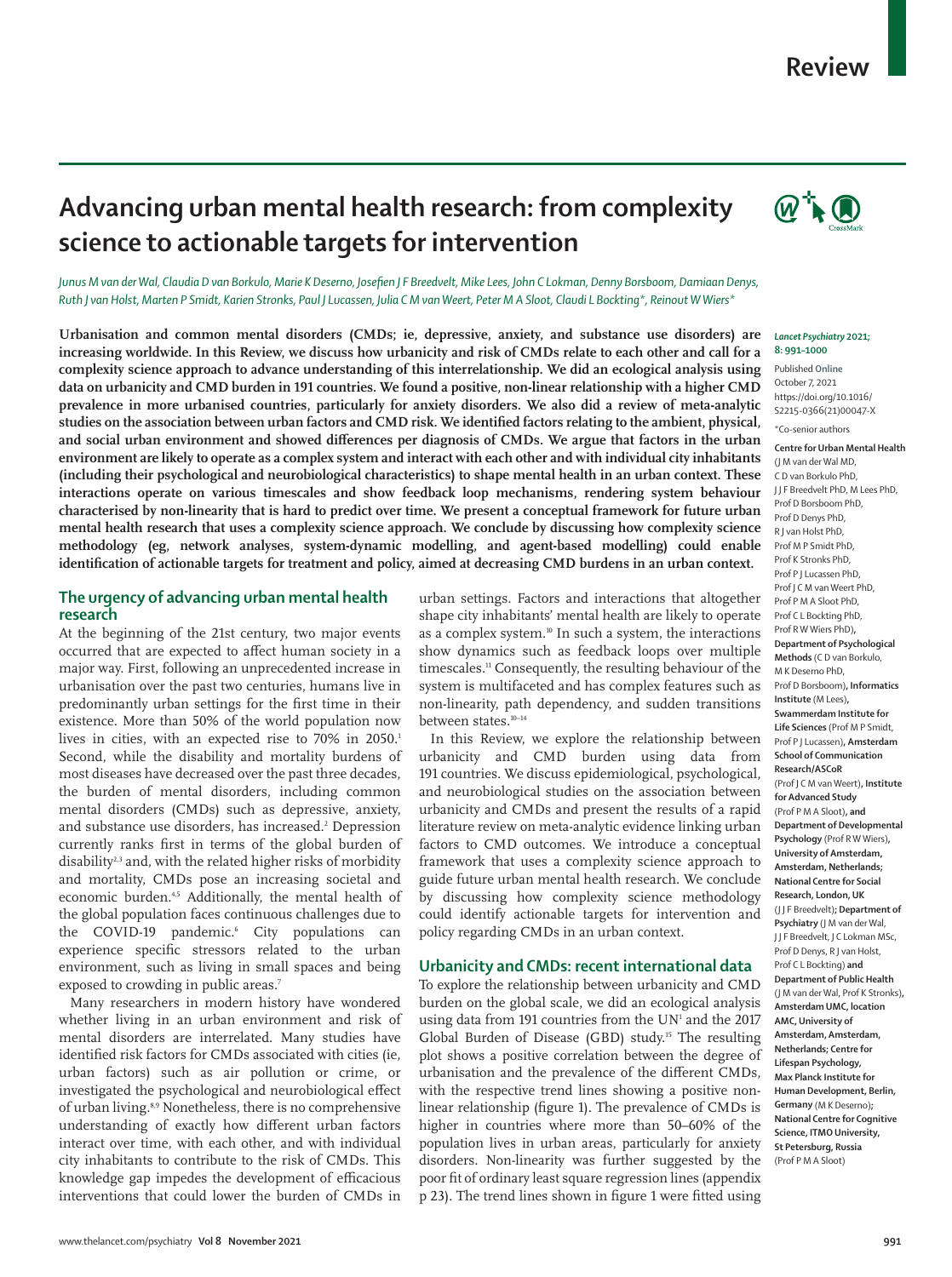# Advancing urban mental health research: from complexity science to actionable targets for intervention

*Junus M van der Wal, Claudia D van Borkulo, Marie K Deserno, Josefien J F Breedvelt, Mike Lees, John C Lokman, Denny Borsboom, Damiaan Denys, Ruth J van Holst, Marten P Smidt, Karien Stronks, Paul J Lucassen, Julia C M van Weert, Peter M A Sloot, Claudi L Bockting\*, Reinout W Wiers\**

**Urbanisation and common mental disorders (CMDs; ie, depressive, anxiety, and substance use disorders) are increasing worldwide. In this Review, we discuss how urbanicity and risk of CMDs relate to each other and call for a complexity science approach to advance understanding of this interrelationship. We did an ecological analysis using data on urbanicity and CMD burden in 191 countries. We found a positive, non-linear relationship with a higher CMD prevalence in more urbanised countries, particularly for anxiety disorders. We also did a review of meta-analytic studies on the association between urban factors and CMD risk. We identified factors relating to the ambient, physical, and social urban environment and showed differences per diagnosis of CMDs. We argue that factors in the urban environment are likely to operate as a complex system and interact with each other and with individual city inhabitants (including their psychological and neurobiological characteristics) to shape mental health in an urban context. These interactions operate on various timescales and show feedback loop mechanisms, rendering system behaviour characterised by non-linearity that is hard to predict over time. We present a conceptual framework for future urban mental health research that uses a complexity science approach. We conclude by discussing how complexity science methodology (eg, network analyses, system-dynamic modelling, and agent-based modelling) could enable identification of actionable targets for treatment and policy, aimed at decreasing CMD burdens in an urban context.**

*Lancet Psychiatry* 2021; 8: 991–1000

Published Online October 7, 2021 https://doi.org/10.1016/S2215-0366(21)00047-X

\*Co-senior authors

**Centre for Urban Mental Health** (J M van der Wal MD, C D van Borkulo PhD, J J F Breedvelt PhD, M Lees PhD, Prof D Borsboom PhD, Prof D Denys PhD, R J van Holst PhD, Prof M P Smidt PhD, Prof K Stronks PhD, Prof P J Lucassen PhD, Prof J C M van Weert PhD, Prof P M A Sloot PhD, Prof C L Bockting PhD, Prof R W Wiers PhD), **Department of Psychological Methods** (C D van Borkulo, M K Deserno PhD, Prof D Borsboom), **Informatics Institute** (M Lees), **Swammerdam Institute for Life Sciences** (Prof M P Smidt, Prof P J Lucassen), **Amsterdam School of Communication Research/ASCoR** (Prof J C M van Weert), **Institute for Advanced Study** (Prof P M A Sloot), **and Department of Developmental Psychology** (Prof R W Wiers), **University of Amsterdam, Amsterdam, Netherlands; National Centre for Social Research, London, UK** (J J F Breedvelt); **Department of Psychiatry** (J M van der Wal, J J F Breedvelt, J C Lokman MSc, Prof D Denys, R J van Holst, Prof C L Bockting) **and Department of Public Health** (J M van der Wal, Prof K Stronks), **Amsterdam UMC, location AMC, University of Amsterdam, Amsterdam, Netherlands; Centre for Lifespan Psychology, Max Planck Institute for Human Development, Berlin, Germany** (M K Deserno); **National Centre for Cognitive Science, ITMO University, St Petersburg, Russia** (Prof P M A Sloot)

## The urgency of advancing urban mental health research

At the beginning of the 21st century, two major events occurred that are expected to affect human society in a major way. First, following an unprecedented increase in urbanisation over the past two centuries, humans live in predominantly urban settings for the first time in their existence. More than 50% of the world population now lives in cities, with an expected rise to 70% in 2050.[1] Second, while the disability and mortality burdens of most diseases have decreased over the past three decades, the burden of mental disorders, including common mental disorders (CMDs) such as depressive, anxiety, and substance use disorders, has increased.[2] Depression currently ranks first in terms of the global burden of disability[2,3] and, with the related higher risks of morbidity and mortality, CMDs pose an increasing societal and economic burden.[4,5] Additionally, the mental health of the global population faces continuous challenges due to the COVID-19 pandemic.[6] City populations can experience specific stressors related to the urban environment, such as living in small spaces and being exposed to crowding in public areas.[7]

Many researchers in modern history have wondered whether living in an urban environment and risk of mental disorders are interrelated. Many studies have identified risk factors for CMDs associated with cities (ie, urban factors) such as air pollution or crime, or investigated the psychological and neurobiological effect of urban living.[8,9] Nonetheless, there is no comprehensive understanding of exactly how different urban factors interact over time, with each other, and with individual city inhabitants to contribute to the risk of CMDs. This knowledge gap impedes the development of efficacious interventions that could lower the burden of CMDs in urban settings. Factors and interactions that altogether shape city inhabitants' mental health are likely to operate as a complex system.[10] In such a system, the interactions show dynamics such as feedback loops over multiple timescales.[11] Consequently, the resulting behaviour of the system is multifaceted and has complex features such as non-linearity, path dependency, and sudden transitions between states.[10–14]

In this Review, we explore the relationship between urbanicity and CMD burden using data from 191 countries. We discuss epidemiological, psychological, and neurobiological studies on the association between urbanicity and CMDs and present the results of a rapid literature review on meta-analytic evidence linking urban factors to CMD outcomes. We introduce a conceptual framework that uses a complexity science approach to guide future urban mental health research. We conclude by discussing how complexity science methodology could identify actionable targets for intervention and policy regarding CMDs in an urban context.

## Urbanicity and CMDs: recent international data

To explore the relationship between urbanicity and CMD burden on the global scale, we did an ecological analysis using data from 191 countries from the UN[1] and the 2017 Global Burden of Disease (GBD) study.[15] The resulting plot shows a positive correlation between the degree of urbanisation and the prevalence of the different CMDs, with the respective trend lines showing a positive non-linear relationship (figure 1). The prevalence of CMDs is higher in countries where more than 50–60% of the population lives in urban areas, particularly for anxiety disorders. Non-linearity was further suggested by the poor fit of ordinary least square regression lines (appendix p 23). The trend lines shown in figure 1 were fitted using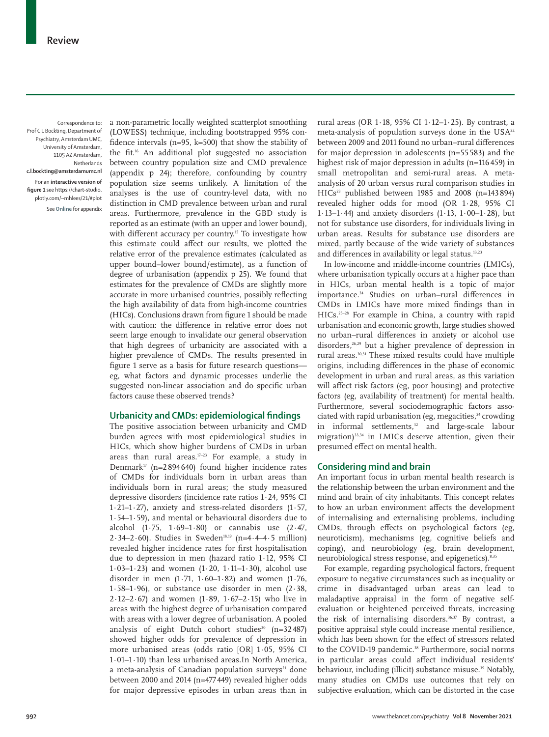Correspondence to: Prof C L Bockting, Department of Psychiatry, Amsterdam UMC, University of Amsterdam, 1105 AZ Amsterdam, Netherlands **c.l.bockting@amsterdamumc.nl**

For an **interactive version of figure 1** see https://chart-studio.plotly.com/~mhlees/21/#plot

See **Online** for appendix

a non-parametric locally weighted scatterplot smoothing (LOWESS) technique, including bootstrapped 95% confidence intervals (n=95, k=500) that show the stability of the fit.[16] An additional plot suggested no association between country population size and CMD prevalence (appendix p 24); therefore, confounding by country population size seems unlikely. A limitation of the analyses is the use of country-level data, with no distinction in CMD prevalence between urban and rural areas. Furthermore, prevalence in the GBD study is reported as an estimate (with an upper and lower bound), with different accuracy per country.[15] To investigate how this estimate could affect our results, we plotted the relative error of the prevalence estimates (calculated as upper bound–lower bound/estimate), as a function of degree of urbanisation (appendix p 25). We found that estimates for the prevalence of CMDs are slightly more accurate in more urbanised countries, possibly reflecting the high availability of data from high-income countries (HICs). Conclusions drawn from figure 1 should be made with caution: the difference in relative error does not seem large enough to invalidate our general observation that high degrees of urbanicity are associated with a higher prevalence of CMDs. The results presented in figure 1 serve as a basis for future research questions—eg, what factors and dynamic processes underlie the suggested non-linear association and do specific urban factors cause these observed trends?

## Urbanicity and CMDs: epidemiological findings

The positive association between urbanicity and CMD burden agrees with most epidemiological studies in HICs, which show higher burdens of CMDs in urban areas than rural areas.[17–23] For example, a study in Denmark[17] (n=2 894 640) found higher incidence rates of CMDs for individuals born in urban areas than individuals born in rural areas; the study measured depressive disorders (incidence rate ratios 1·24, 95% CI 1·21–1·27), anxiety and stress-related disorders (1·57, 1·54–1·59), and mental or behavioural disorders due to alcohol (1·75, 1·69–1·80) or cannabis use (2·47, 2·34–2·60). Studies in Sweden[18,19] (n=4·4–4·5 million) revealed higher incidence rates for first hospitalisation due to depression in men (hazard ratio 1·12, 95% CI 1·03–1·23) and women (1·20, 1·11–1·30), alcohol use disorder in men (1·71, 1·60–1·82) and women (1·76, 1·58–1·96), or substance use disorder in men (2·38, 2·12–2·67) and women (1·89, 1·67–2·15) who live in areas with the highest degree of urbanisation compared with areas with a lower degree of urbanisation. A pooled analysis of eight Dutch cohort studies[20] (n=32 487) showed higher odds for prevalence of depression in more urbanised areas (odds ratio [OR] 1·05, 95% CI 1·01–1·10) than less urbanised areas.In North America, a meta-analysis of Canadian population surveys[21] done between 2000 and 2014 (n=477 449) revealed higher odds for major depressive episodes in urban areas than in rural areas (OR 1·18, 95% CI 1·12–1·25). By contrast, a meta-analysis of population surveys done in the USA[22] between 2009 and 2011 found no urban–rural differences for major depression in adolescents (n=55 583) and the highest risk of major depression in adults (n=116 459) in small metropolitan and semi-rural areas. A meta-analysis of 20 urban versus rural comparison studies in HICs[23] published between 1985 and 2008 (n=143 894) revealed higher odds for mood (OR 1·28, 95% CI 1·13–1·44) and anxiety disorders (1·13, 1·00–1·28), but not for substance use disorders, for individuals living in urban areas. Results for substance use disorders are mixed, partly because of the wide variety of substances and differences in availability or legal status.[13,23]

In low-income and middle-income countries (LMICs), where urbanisation typically occurs at a higher pace than in HICs, urban mental health is a topic of major importance.[24] Studies on urban–rural differences in CMDs in LMICs have more mixed findings than in HICs.[25–28] For example in China, a country with rapid urbanisation and economic growth, large studies showed no urban–rural differences in anxiety or alcohol use disorders,[26,29] but a higher prevalence of depression in rural areas.[30,31] These mixed results could have multiple origins, including differences in the phase of economic development in urban and rural areas, as this variation will affect risk factors (eg, poor housing) and protective factors (eg, availability of treatment) for mental health. Furthermore, several sociodemographic factors associated with rapid urbanisation (eg, megacities,[24] crowding in informal settlements,[32] and large-scale labour migration)[33,34] in LMICs deserve attention, given their presumed effect on mental health.

## Considering mind and brain

An important focus in urban mental health research is the relationship between the urban environment and the mind and brain of city inhabitants. This concept relates to how an urban environment affects the development of internalising and externalising problems, including CMDs, through effects on psychological factors (eg, neuroticism), mechanisms (eg, cognitive beliefs and coping), and neurobiology (eg, brain development, neurobiological stress response, and epigenetics).[8,35]

For example, regarding psychological factors, frequent exposure to negative circumstances such as inequality or crime in disadvantaged urban areas can lead to maladaptive appraisal in the form of negative self-evaluation or heightened perceived threats, increasing the risk of internalising disorders.[36,37] By contrast, a positive appraisal style could increase mental resilience, which has been shown for the effect of stressors related to the COVID-19 pandemic.[38] Furthermore, social norms in particular areas could affect individual residents' behaviour, including (illicit) substance misuse.[39] Notably, many studies on CMDs use outcomes that rely on subjective evaluation, which can be distorted in the case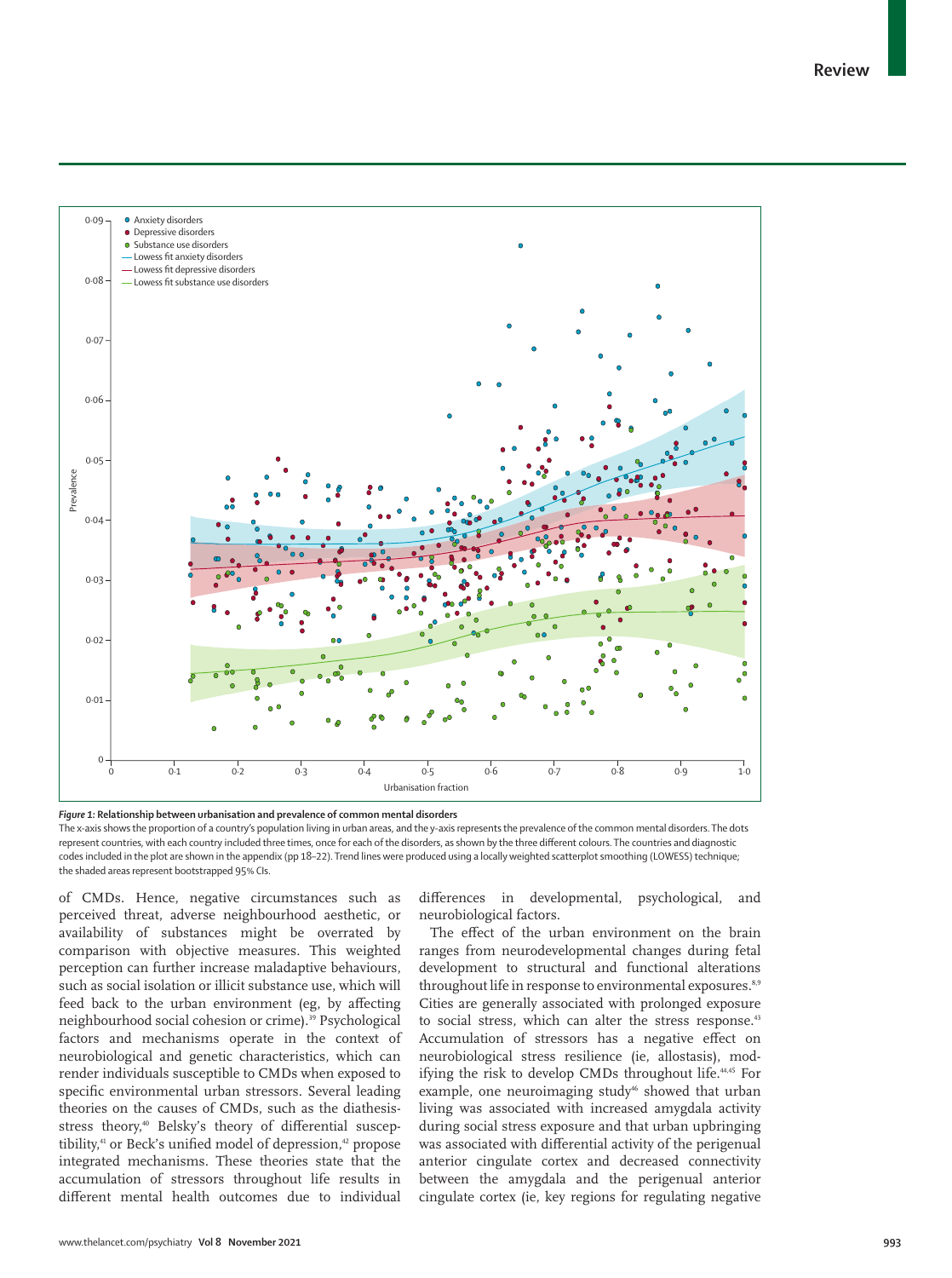0·09
0·08
0·07
0·06
0·05
0·04
0·03
0·02
0·01
0
Prevalence
0
0·1
0·2
0·3
0·4
0·5
0·6
0·7
0·8
0·9
1·0
Urbanisation fraction

Anxiety disorders
Depressive disorders
Substance use disorders
Lowess fit anxiety disorders
Lowess fit depressive disorders
Lowess fit substance use disorders

***Figure 1:* Relationship between urbanisation and prevalence of common mental disorders**

The x-axis shows the proportion of a country's population living in urban areas, and the y-axis represents the prevalence of the common mental disorders. The dots represent countries, with each country included three times, once for each of the disorders, as shown by the three different colours. The countries and diagnostic codes included in the plot are shown in the appendix (pp 18–22). Trend lines were produced using a locally weighted scatterplot smoothing (LOWESS) technique; the shaded areas represent bootstrapped 95% CIs.

of CMDs. Hence, negative circumstances such as perceived threat, adverse neighbourhood aesthetic, or availability of substances might be overrated by comparison with objective measures. This weighted perception can further increase maladaptive behaviours, such as social isolation or illicit substance use, which will feed back to the urban environment (eg, by affecting neighbourhood social cohesion or crime).[39] Psychological factors and mechanisms operate in the context of neurobiological and genetic characteristics, which can render individuals susceptible to CMDs when exposed to specific environmental urban stressors. Several leading theories on the causes of CMDs, such as the diathesis-stress theory,[40] Belsky's theory of differential susceptibility,[41] or Beck's unified model of depression,[42] propose integrated mechanisms. These theories state that the accumulation of stressors throughout life results in different mental health outcomes due to individual differences in developmental, psychological, and neurobiological factors.

The effect of the urban environment on the brain ranges from neurodevelopmental changes during fetal development to structural and functional alterations throughout life in response to environmental exposures.[8,9] Cities are generally associated with prolonged exposure to social stress, which can alter the stress response.[43] Accumulation of stressors has a negative effect on neurobiological stress resilience (ie, allostasis), modifying the risk to develop CMDs throughout life.[44,45] For example, one neuroimaging study[46] showed that urban living was associated with increased amygdala activity during social stress exposure and that urban upbringing was associated with differential activity of the perigenual anterior cingulate cortex and decreased connectivity between the amygdala and the perigenual anterior cingulate cortex (ie, key regions for regulating negative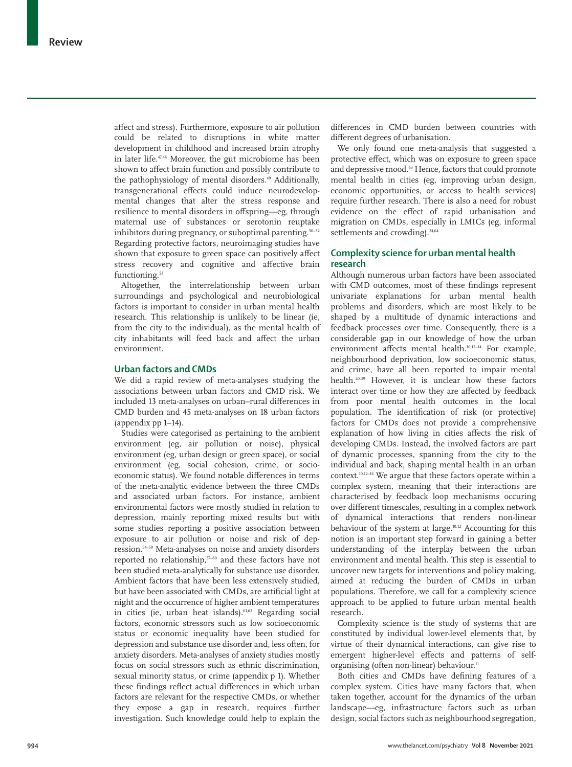affect and stress). Furthermore, exposure to air pollution could be related to disruptions in white matter development in childhood and increased brain atrophy in later life.[47,48] Moreover, the gut microbiome has been shown to affect brain function and possibly contribute to the pathophysiology of mental disorders.[49] Additionally, transgenerational effects could induce neurodevelopmental changes that alter the stress response and resilience to mental disorders in offspring—eg, through maternal use of substances or serotonin reuptake inhibitors during pregnancy, or suboptimal parenting.[50–52] Regarding protective factors, neuroimaging studies have shown that exposure to green space can positively affect stress recovery and cognitive and affective brain functioning.[53]

Altogether, the interrelationship between urban surroundings and psychological and neurobiological factors is important to consider in urban mental health research. This relationship is unlikely to be linear (ie, from the city to the individual), as the mental health of city inhabitants will feed back and affect the urban environment.

## Urban factors and CMDs

We did a rapid review of meta-analyses studying the associations between urban factors and CMD risk. We included 13 meta-analyses on urban–rural differences in CMD burden and 45 meta-analyses on 18 urban factors (appendix pp 1–14).

Studies were categorised as pertaining to the ambient environment (eg, air pollution or noise), physical environment (eg, urban design or green space), or social environment (eg, social cohesion, crime, or socio-economic status). We found notable differences in terms of the meta-analytic evidence between the three CMDs and associated urban factors. For instance, ambient environmental factors were mostly studied in relation to depression, mainly reporting mixed results but with some studies reporting a positive association between exposure to air pollution or noise and risk of depression.[54–59] Meta-analyses on noise and anxiety disorders reported no relationship,[57–60] and these factors have not been studied meta-analytically for substance use disorder. Ambient factors that have been less extensively studied, but have been associated with CMDs, are artificial light at night and the occurrence of higher ambient temperatures in cities (ie, urban heat islands).[61,62] Regarding social factors, economic stressors such as low socioeconomic status or economic inequality have been studied for depression and substance use disorder and, less often, for anxiety disorders. Meta-analyses of anxiety studies mostly focus on social stressors such as ethnic discrimination, sexual minority status, or crime (appendix p 1). Whether these findings reflect actual differences in which urban factors are relevant for the respective CMDs, or whether they expose a gap in research, requires further investigation. Such knowledge could help to explain the differences in CMD burden between countries with different degrees of urbanisation.

We only found one meta-analysis that suggested a protective effect, which was on exposure to green space and depressive mood.[63] Hence, factors that could promote mental health in cities (eg, improving urban design, economic opportunities, or access to health services) require further research. There is also a need for robust evidence on the effect of rapid urbanisation and migration on CMDs, especially in LMICs (eg, informal settlements and crowding).[24,64]

## Complexity science for urban mental health research

Although numerous urban factors have been associated with CMD outcomes, most of these findings represent univariate explanations for urban mental health problems and disorders, which are most likely to be shaped by a multitude of dynamic interactions and feedback processes over time. Consequently, there is a considerable gap in our knowledge of how the urban environment affects mental health.[10,12–14] For example, neighbourhood deprivation, low socioeconomic status, and crime, have all been reported to impair mental health.[20,39] However, it is unclear how these factors interact over time or how they are affected by feedback from poor mental health outcomes in the local population. The identification of risk (or protective) factors for CMDs does not provide a comprehensive explanation of how living in cities affects the risk of developing CMDs. Instead, the involved factors are part of dynamic processes, spanning from the city to the individual and back, shaping mental health in an urban context.[10,12–14] We argue that these factors operate within a complex system, meaning that their interactions are characterised by feedback loop mechanisms occuring over different timescales, resulting in a complex network of dynamical interactions that renders non-linear behaviour of the system at large.[10,12] Accounting for this notion is an important step forward in gaining a better understanding of the interplay between the urban environment and mental health. This step is essential to uncover new targets for interventions and policy making, aimed at reducing the burden of CMDs in urban populations. Therefore, we call for a complexity science approach to be applied to future urban mental health research.

Complexity science is the study of systems that are constituted by individual lower-level elements that, by virtue of their dynamical interactions, can give rise to emergent higher-level effects and patterns of self-organising (often non-linear) behaviour.[11]

Both cities and CMDs have defining features of a complex system. Cities have many factors that, when taken together, account for the dynamics of the urban landscape—eg, infrastructure factors such as urban design, social factors such as neighbourhood segregation,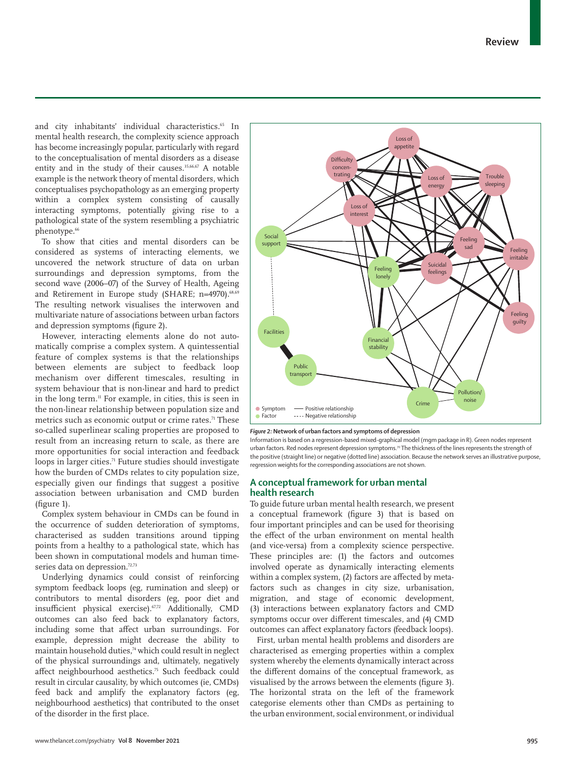and city inhabitants' individual characteristics.[65] In mental health research, the complexity science approach has become increasingly popular, particularly with regard to the conceptualisation of mental disorders as a disease entity and in the study of their causes.[15,66,67] A notable example is the network theory of mental disorders, which conceptualises psychopathology as an emerging property within a complex system consisting of causally interacting symptoms, potentially giving rise to a pathological state of the system resembling a psychiatric phenotype.[66]

To show that cities and mental disorders can be considered as systems of interacting elements, we uncovered the network structure of data on urban surroundings and depression symptoms, from the second wave (2006–07) of the Survey of Health, Ageing and Retirement in Europe study (SHARE; n=4970).[68,69] The resulting network visualises the interwoven and multivariate nature of associations between urban factors and depression symptoms (figure 2).

However, interacting elements alone do not automatically comprise a complex system. A quintessential feature of complex systems is that the relationships between elements are subject to feedback loop mechanism over different timescales, resulting in system behaviour that is non-linear and hard to predict in the long term.[11] For example, in cities, this is seen in the non-linear relationship between population size and metrics such as economic output or crime rates.[71] These so-called superlinear scaling properties are proposed to result from an increasing return to scale, as there are more opportunities for social interaction and feedback loops in larger cities.[71] Future studies should investigate how the burden of CMDs relates to city population size, especially given our findings that suggest a positive association between urbanisation and CMD burden (figure 1).

Complex system behaviour in CMDs can be found in the occurrence of sudden deterioration of symptoms, characterised as sudden transitions around tipping points from a healthy to a pathological state, which has been shown in computational models and human time-series data on depression.[72,73]

Underlying dynamics could consist of reinforcing symptom feedback loops (eg, rumination and sleep) or contributors to mental disorders (eg, poor diet and insufficient physical exercise).[67,72] Additionally, CMD outcomes can also feed back to explanatory factors, including some that affect urban surroundings. For example, depression might decrease the ability to maintain household duties,[74] which could result in neglect of the physical surroundings and, ultimately, negatively affect neighbourhood aesthetics.[75] Such feedback could result in circular causality, by which outcomes (ie, CMDs) feed back and amplify the explanatory factors (eg, neighbourhood aesthetics) that contributed to the onset of the disorder in the first place.

***Figure 2:*** **Network of urban factors and symptoms of depression**
Information is based on a regression-based mixed-graphical model (mgm package in R). Green nodes represent urban factors. Red nodes represent depression symptoms.[70] The thickness of the lines represents the strength of the positive (straight line) or negative (dotted line) association. Because the network serves an illustrative purpose, regression weights for the corresponding associations are not shown.

## A conceptual framework for urban mental health research

To guide future urban mental health research, we present a conceptual framework (figure 3) that is based on four important principles and can be used for theorising the effect of the urban environment on mental health (and vice-versa) from a complexity science perspective. These principles are: (1) the factors and outcomes involved operate as dynamically interacting elements within a complex system, (2) factors are affected by meta-factors such as changes in city size, urbanisation, migration, and stage of economic development, (3) interactions between explanatory factors and CMD symptoms occur over different timescales, and (4) CMD outcomes can affect explanatory factors (feedback loops).

First, urban mental health problems and disorders are characterised as emerging properties within a complex system whereby the elements dynamically interact across the different domains of the conceptual framework, as visualised by the arrows between the elements (figure 3). The horizontal strata on the left of the framework categorise elements other than CMDs as pertaining to the urban environment, social environment, or individual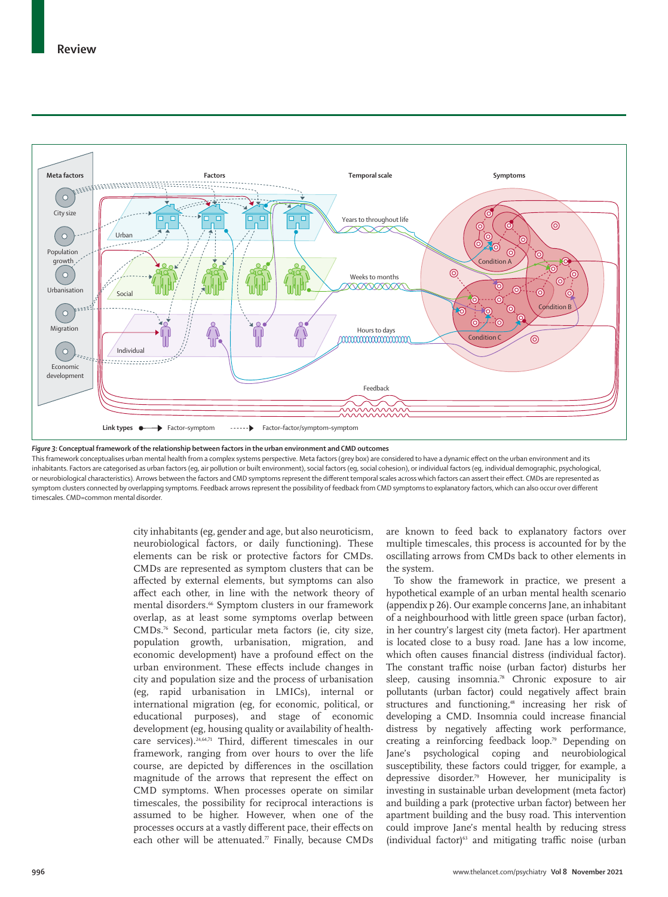Meta factors

City size

Population growth

Urbanisation

Migration

Economic development

Factors

Urban

Social

Individual

Temporal scale

Years to throughout life

Weeks to months

Hours to days

Feedback

Symptoms

Condition A

Condition B

Condition C

Link types ●——▶ Factor–symptom - - - - -▶ Factor–factor/symptom–symptom

*Figure 3:* **Conceptual framework of the relationship between factors in the urban environment and CMD outcomes**

This framework conceptualises urban mental health from a complex systems perspective. Meta factors (grey box) are considered to have a dynamic effect on the urban environment and its inhabitants. Factors are categorised as urban factors (eg, air pollution or built environment), social factors (eg, social cohesion), or individual factors (eg, individual demographic, psychological, or neurobiological characteristics). Arrows between the factors and CMD symptoms represent the different temporal scales across which factors can assert their effect. CMDs are represented as symptom clusters connected by overlapping symptoms. Feedback arrows represent the possibility of feedback from CMD symptoms to explanatory factors, which can also occur over different timescales. CMD=common mental disorder.

city inhabitants (eg, gender and age, but also neuroticism, neurobiological factors, or daily functioning). These elements can be risk or protective factors for CMDs. CMDs are represented as symptom clusters that can be affected by external elements, but symptoms can also affect each other, in line with the network theory of mental disorders.[66] Symptom clusters in our framework overlap, as at least some symptoms overlap between CMDs.[76] Second, particular meta factors (ie, city size, population growth, urbanisation, migration, and economic development) have a profound effect on the urban environment. These effects include changes in city and population size and the process of urbanisation (eg, rapid urbanisation in LMICs), internal or international migration (eg, for economic, political, or educational purposes), and stage of economic development (eg, housing quality or availability of health-care services).[24,64,71] Third, different timescales in our framework, ranging from over hours to over the life course, are depicted by differences in the oscillation magnitude of the arrows that represent the effect on CMD symptoms. When processes operate on similar timescales, the possibility for reciprocal interactions is assumed to be higher. However, when one of the processes occurs at a vastly different pace, their effects on each other will be attenuated.[77] Finally, because CMDs are known to feed back to explanatory factors over multiple timescales, this process is accounted for by the oscillating arrows from CMDs back to other elements in the system.

To show the framework in practice, we present a hypothetical example of an urban mental health scenario (appendix p 26). Our example concerns Jane, an inhabitant of a neighbourhood with little green space (urban factor), in her country's largest city (meta factor). Her apartment is located close to a busy road. Jane has a low income, which often causes financial distress (individual factor). The constant traffic noise (urban factor) disturbs her sleep, causing insomnia.[78] Chronic exposure to air pollutants (urban factor) could negatively affect brain structures and functioning,[48] increasing her risk of developing a CMD. Insomnia could increase financial distress by negatively affecting work performance, creating a reinforcing feedback loop.[79] Depending on Jane's psychological coping and neurobiological susceptibility, these factors could trigger, for example, a depressive disorder.[79] However, her municipality is investing in sustainable urban development (meta factor) and building a park (protective urban factor) between her apartment building and the busy road. This intervention could improve Jane's mental health by reducing stress (individual factor)[63] and mitigating traffic noise (urban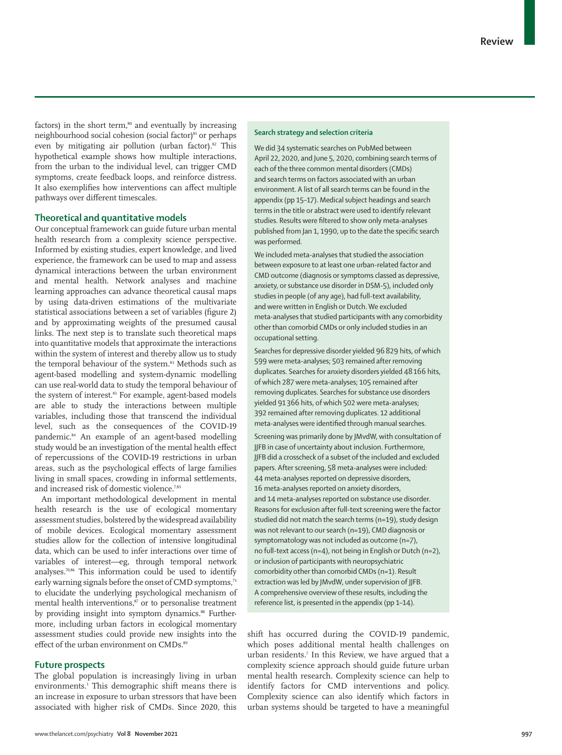factors) in the short term,[80] and eventually by increasing neighbourhood social cohesion (social factor)[81] or perhaps even by mitigating air pollution (urban factor).[82] This hypothetical example shows how multiple interactions, from the urban to the individual level, can trigger CMD symptoms, create feedback loops, and reinforce distress. It also exemplifies how interventions can affect multiple pathways over different timescales.

## Theoretical and quantitative models

Our conceptual framework can guide future urban mental health research from a complexity science perspective. Informed by existing studies, expert knowledge, and lived experience, the framework can be used to map and assess dynamical interactions between the urban environment and mental health. Network analyses and machine learning approaches can advance theoretical causal maps by using data-driven estimations of the multivariate statistical associations between a set of variables (figure 2) and by approximating weights of the presumed causal links. The next step is to translate such theoretical maps into quantitative models that approximate the interactions within the system of interest and thereby allow us to study the temporal behaviour of the system.[83] Methods such as agent-based modelling and system-dynamic modelling can use real-world data to study the temporal behaviour of the system of interest.[83] For example, agent-based models are able to study the interactions between multiple variables, including those that transcend the individual level, such as the consequences of the COVID-19 pandemic.[84] An example of an agent-based modelling study would be an investigation of the mental health effect of repercussions of the COVID-19 restrictions in urban areas, such as the psychological effects of large families living in small spaces, crowding in informal settlements, and increased risk of domestic violence.[7,85]

An important methodological development in mental health research is the use of ecological momentary assessment studies, bolstered by the widespread availability of mobile devices. Ecological momentary assessment studies allow for the collection of intensive longitudinal data, which can be used to infer interactions over time of variables of interest—eg, through temporal network analyses.[70,86] This information could be used to identify early warning signals before the onset of CMD symptoms,[73] to elucidate the underlying psychological mechanism of mental health interventions,[87] or to personalise treatment by providing insight into symptom dynamics.[88] Furthermore, including urban factors in ecological momentary assessment studies could provide new insights into the effect of the urban environment on CMDs.[89]

## Future prospects

The global population is increasingly living in urban environments.[1] This demographic shift means there is an increase in exposure to urban stressors that have been associated with higher risk of CMDs. Since 2020, this shift has occurred during the COVID-19 pandemic, which poses additional mental health challenges on urban residents.[7] In this Review, we have argued that a complexity science approach should guide future urban mental health research. Complexity science can help to identify factors for CMD interventions and policy. Complexity science can also identify which factors in urban systems should be targeted to have a meaningful

### Search strategy and selection criteria

We did 34 systematic searches on PubMed between April 22, 2020, and June 5, 2020, combining search terms of each of the three common mental disorders (CMDs) and search terms on factors associated with an urban environment. A list of all search terms can be found in the appendix (pp 15–17). Medical subject headings and search terms in the title or abstract were used to identify relevant studies. Results were filtered to show only meta-analyses published from Jan 1, 1990, up to the date the specific search was performed.

We included meta-analyses that studied the association between exposure to at least one urban-related factor and CMD outcome (diagnosis or symptoms classed as depressive, anxiety, or substance use disorder in DSM-5), included only studies in people (of any age), had full-text availability, and were written in English or Dutch. We excluded meta-analyses that studied participants with any comorbidity other than comorbid CMDs or only included studies in an occupational setting.

Searches for depressive disorder yielded 96 829 hits, of which 599 were meta-analyses; 503 remained after removing duplicates. Searches for anxiety disorders yielded 48 166 hits, of which 287 were meta-analyses; 105 remained after removing duplicates. Searches for substance use disorders yielded 91 366 hits, of which 502 were meta-analyses; 392 remained after removing duplicates. 12 additional meta-analyses were identified through manual searches.

Screening was primarily done by JMvdW, with consultation of JJFB in case of uncertainty about inclusion. Furthermore, JJFB did a crosscheck of a subset of the included and excluded papers. After screening, 58 meta-analyses were included: 44 meta-analyses reported on depressive disorders, 16 meta-analyses reported on anxiety disorders, and 14 meta-analyses reported on substance use disorder. Reasons for exclusion after full-text screening were the factor studied did not match the search terms (n=19), study design was not relevant to our search (n=19), CMD diagnosis or symptomatology was not included as outcome (n=7), no full-text access (n=4), not being in English or Dutch (n=2), or inclusion of participants with neuropsychiatric comorbidity other than comorbid CMDs (n=1). Result extraction was led by JMvdW, under supervision of JJFB. A comprehensive overview of these results, including the reference list, is presented in the appendix (pp 1–14).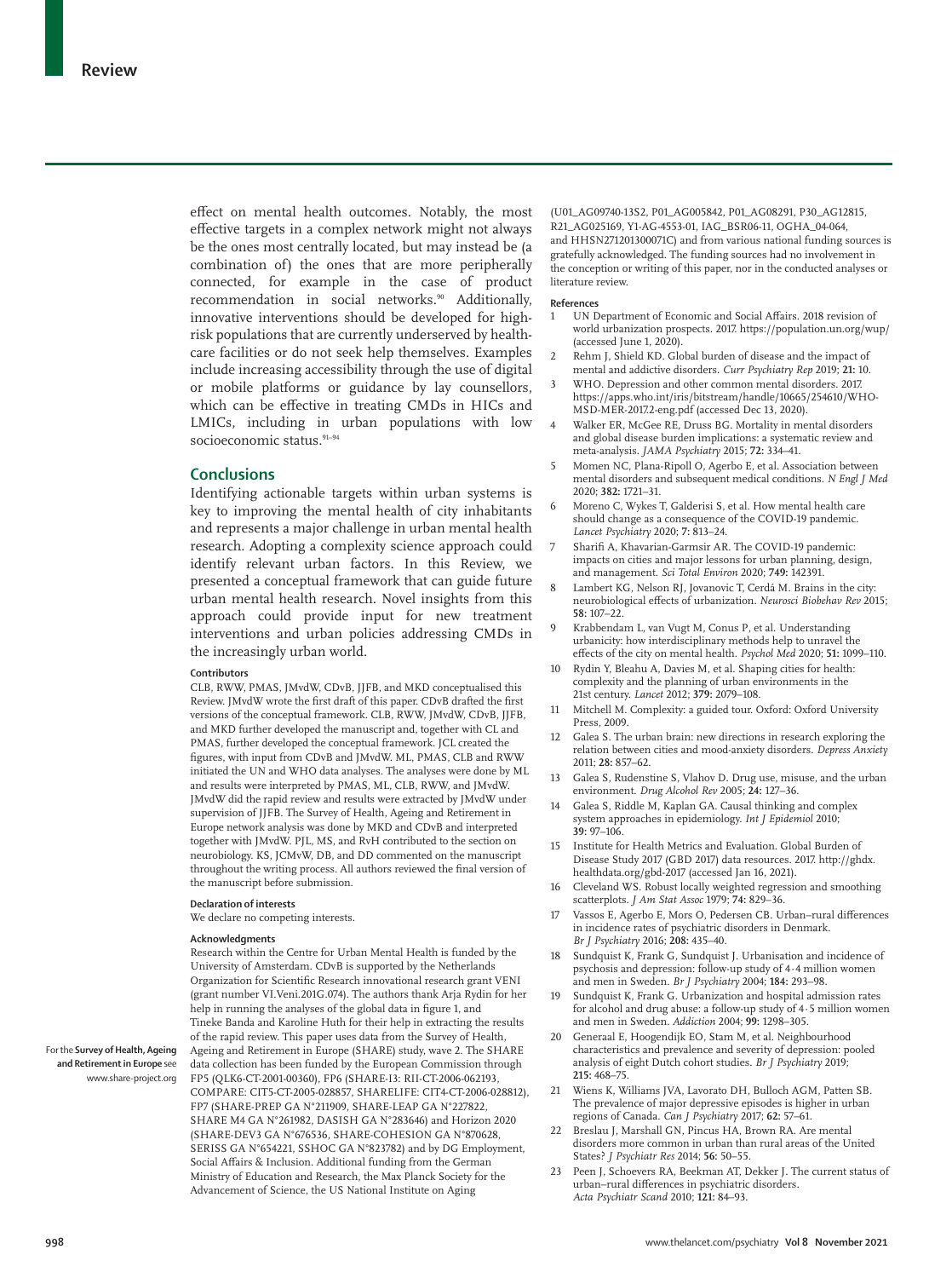effect on mental health outcomes. Notably, the most effective targets in a complex network might not always be the ones most centrally located, but may instead be (a combination of) the ones that are more peripherally connected, for example in the case of product recommendation in social networks.[90] Additionally, innovative interventions should be developed for high-risk populations that are currently underserved by health-care facilities or do not seek help themselves. Examples include increasing accessibility through the use of digital or mobile platforms or guidance by lay counsellors, which can be effective in treating CMDs in HICs and LMICs, including in urban populations with low socioeconomic status.[91–94]

## Conclusions

Identifying actionable targets within urban systems is key to improving the mental health of city inhabitants and represents a major challenge in urban mental health research. Adopting a complexity science approach could identify relevant urban factors. In this Review, we presented a conceptual framework that can guide future urban mental health research. Novel insights from this approach could provide input for new treatment interventions and urban policies addressing CMDs in the increasingly urban world.

#### Contributors

CLB, RWW, PMAS, JMvdW, CDvB, JJFB, and MKD conceptualised this Review. JMvdW wrote the first draft of this paper. CDvB drafted the first versions of the conceptual framework. CLB, RWW, JMvdW, CDvB, JJFB, and MKD further developed the manuscript and, together with CL and PMAS, further developed the conceptual framework. JCL created the figures, with input from CDvB and JMvdW. ML, PMAS, CLB and RWW initiated the UN and WHO data analyses. The analyses were done by ML and results were interpreted by PMAS, ML, CLB, RWW, and JMvdW. JMvdW did the rapid review and results were extracted by JMvdW under supervision of JJFB. The Survey of Health, Ageing and Retirement in Europe network analysis was done by MKD and CDvB and interpreted together with JMvdW. PJL, MS, and RvH contributed to the section on neurobiology. KS, JCMvW, DB, and DD commented on the manuscript throughout the writing process. All authors reviewed the final version of the manuscript before submission.

#### Declaration of interests

We declare no competing interests.

#### Acknowledgments

Research within the Centre for Urban Mental Health is funded by the University of Amsterdam. CDvB is supported by the Netherlands Organization for Scientific Research innovational research grant VENI (grant number VI.Veni.201G.074). The authors thank Arja Rydin for her help in running the analyses of the global data in figure 1, and Tineke Banda and Karoline Huth for their help in extracting the results of the rapid review. This paper uses data from the Survey of Health, Ageing and Retirement in Europe (SHARE) study, wave 2. The SHARE data collection has been funded by the European Commission through FP5 (QLK6-CT-2001-00360), FP6 (SHARE-I3: RII-CT-2006-062193, COMPARE: CIT5-CT-2005-028857, SHARELIFE: CIT4-CT-2006-028812), FP7 (SHARE-PREP GA N°211909, SHARE-LEAP GA N°227822, SHARE M4 GA N°261982, DASISH GA N°283646) and Horizon 2020 (SHARE-DEV3 GA N°676536, SHARE-COHESION GA N°870628, SERISS GA N°654221, SSHOC GA N°823782) and by DG Employment, Social Affairs & Inclusion. Additional funding from the German Ministry of Education and Research, the Max Planck Society for the Advancement of Science, the US National Institute on Ageing (U01_AG09740-13S2, P01_AG005842, P01_AG08291, P30_AG12815, R21_AG025169, Y1-AG-4553-01, IAG_BSR06-11, OGHA_04-064, and HHSN271201300071C) and from various national funding sources is gratefully acknowledged. The funding sources had no involvement in the conception or writing of this paper, nor in the conducted analyses or literature review.

For the **Survey of Health, Ageing and Retirement in Europe** see www.share-project.org

#### References

1. UN Department of Economic and Social Affairs. 2018 revision of world urbanization prospects. 2017. https://population.un.org/wup/ (accessed June 1, 2020).
2. Rehm J, Shield KD. Global burden of disease and the impact of mental and addictive disorders. *Curr Psychiatry Rep* 2019; **21:** 10.
3. WHO. Depression and other common mental disorders. 2017. https://apps.who.int/iris/bitstream/handle/10665/254610/WHO-MSD-MER-2017.2-eng.pdf (accessed Dec 13, 2020).
4. Walker ER, McGee RE, Druss BG. Mortality in mental disorders and global disease burden implications: a systematic review and meta-analysis. *JAMA Psychiatry* 2015; **72:** 334–41.
5. Momen NC, Plana-Ripoll O, Agerbo E, et al. Association between mental disorders and subsequent medical conditions. *N Engl J Med* 2020; **382:** 1721–31.
6. Moreno C, Wykes T, Galderisi S, et al. How mental health care should change as a consequence of the COVID-19 pandemic. *Lancet Psychiatry* 2020; **7:** 813–24.
7. Sharifi A, Khavarian-Garmsir AR. The COVID-19 pandemic: impacts on cities and major lessons for urban planning, design, and management. *Sci Total Environ* 2020; **749:** 142391.
8. Lambert KG, Nelson RJ, Jovanovic T, Cerdá M. Brains in the city: neurobiological effects of urbanization. *Neurosci Biobehav Rev* 2015; **58:** 107–22.
9. Krabbendam L, van Vugt M, Conus P, et al. Understanding urbanicity: how interdisciplinary methods help to unravel the effects of the city on mental health. *Psychol Med* 2020; **51:** 1099–110.
10. Rydin Y, Bleahu A, Davies M, et al. Shaping cities for health: complexity and the planning of urban environments in the 21st century. *Lancet* 2012; **379:** 2079–108.
11. Mitchell M. Complexity: a guided tour. Oxford: Oxford University Press, 2009.
12. Galea S. The urban brain: new directions in research exploring the relation between cities and mood-anxiety disorders. *Depress Anxiety* 2011; **28:** 857–62.
13. Galea S, Rudenstine S, Vlahov D. Drug use, misuse, and the urban environment. *Drug Alcohol Rev* 2005; **24:** 127–36.
14. Galea S, Riddle M, Kaplan GA. Causal thinking and complex system approaches in epidemiology. *Int J Epidemiol* 2010; **39:** 97–106.
15. Institute for Health Metrics and Evaluation. Global Burden of Disease Study 2017 (GBD 2017) data resources. 2017. http://ghdx.healthdata.org/gbd-2017 (accessed Jan 16, 2021).
16. Cleveland WS. Robust locally weighted regression and smoothing scatterplots. *J Am Stat Assoc* 1979; **74:** 829–36.
17. Vassos E, Agerbo E, Mors O, Pedersen CB. Urban–rural differences in incidence rates of psychiatric disorders in Denmark. *Br J Psychiatry* 2016; **208:** 435–40.
18. Sundquist K, Frank G, Sundquist J. Urbanisation and incidence of psychosis and depression: follow-up study of 4·4 million women and men in Sweden. *Br J Psychiatry* 2004; **184:** 293–98.
19. Sundquist K, Frank G. Urbanization and hospital admission rates for alcohol and drug abuse: a follow-up study of 4·5 million women and men in Sweden. *Addiction* 2004; **99:** 1298–305.
20. Generaal E, Hoogendijk EO, Stam M, et al. Neighbourhood characteristics and prevalence and severity of depression: pooled analysis of eight Dutch cohort studies. *Br J Psychiatry* 2019; **215:** 468–75.
21. Wiens K, Williams JVA, Lavorato DH, Bulloch AGM, Patten SB. The prevalence of major depressive episodes is higher in urban regions of Canada. *Can J Psychiatry* 2017; **62:** 57–61.
22. Breslau J, Marshall GN, Pincus HA, Brown RA. Are mental disorders more common in urban than rural areas of the United States? *J Psychiatr Res* 2014; **56:** 50–55.
23. Peen J, Schoevers RA, Beekman AT, Dekker J. The current status of urban–rural differences in psychiatric disorders. *Acta Psychiatr Scand* 2010; **121:** 84–93.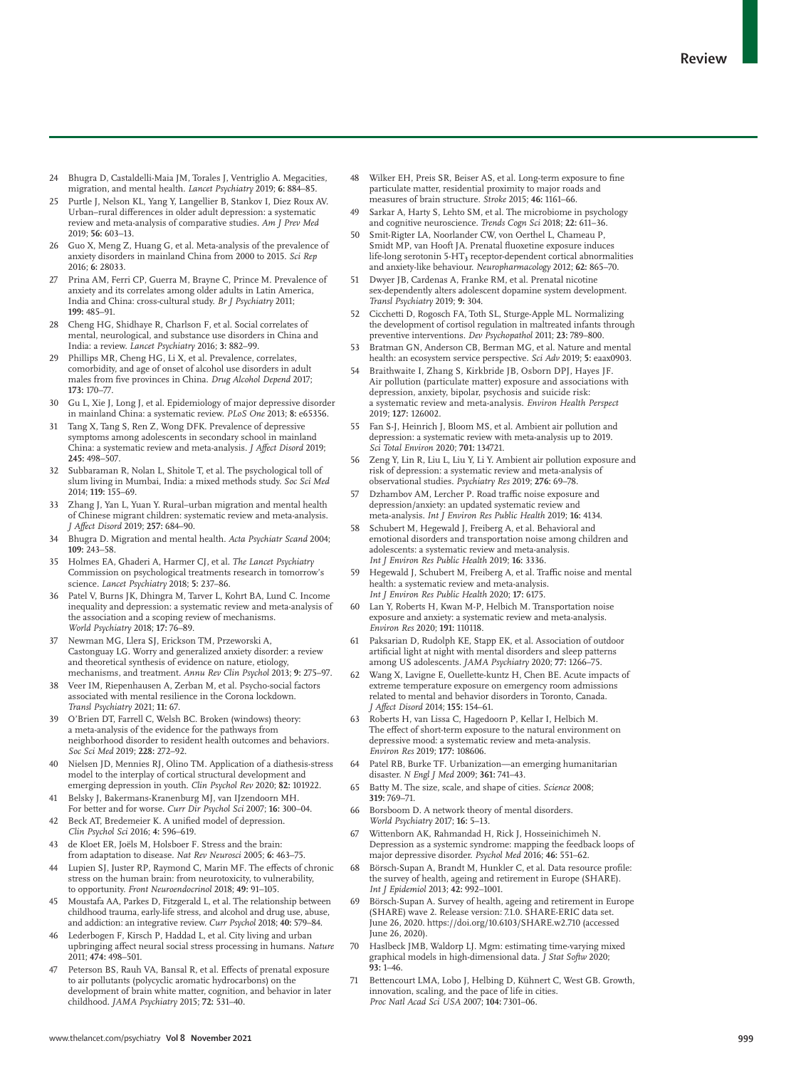24 Bhugra D, Castaldelli-Maia JM, Torales J, Ventriglio A. Megacities, migration, and mental health. *Lancet Psychiatry* 2019; **6:** 884–85.

25 Purtle J, Nelson KL, Yang Y, Langellier B, Stankov I, Diez Roux AV. Urban–rural differences in older adult depression: a systematic review and meta-analysis of comparative studies. *Am J Prev Med* 2019; **56:** 603–13.

26 Guo X, Meng Z, Huang G, et al. Meta-analysis of the prevalence of anxiety disorders in mainland China from 2000 to 2015. *Sci Rep* 2016; **6:** 28033.

27 Prina AM, Ferri CP, Guerra M, Brayne C, Prince M. Prevalence of anxiety and its correlates among older adults in Latin America, India and China: cross-cultural study. *Br J Psychiatry* 2011; **199:** 485–91.

28 Cheng HG, Shidhaye R, Charlson F, et al. Social correlates of mental, neurological, and substance use disorders in China and India: a review. *Lancet Psychiatry* 2016; **3:** 882–99.

29 Phillips MR, Cheng HG, Li X, et al. Prevalence, correlates, comorbidity, and age of onset of alcohol use disorders in adult males from five provinces in China. *Drug Alcohol Depend* 2017; **173:** 170–77.

30 Gu L, Xie J, Long J, et al. Epidemiology of major depressive disorder in mainland China: a systematic review. *PLoS One* 2013; **8:** e65356.

31 Tang X, Tang S, Ren Z, Wong DFK. Prevalence of depressive symptoms among adolescents in secondary school in mainland China: a systematic review and meta-analysis. *J Affect Disord* 2019; **245:** 498–507.

32 Subbaraman R, Nolan L, Shitole T, et al. The psychological toll of slum living in Mumbai, India: a mixed methods study. *Soc Sci Med* 2014; **119:** 155–69.

33 Zhang J, Yan L, Yuan Y. Rural–urban migration and mental health of Chinese migrant children: systematic review and meta-analysis. *J Affect Disord* 2019; **257:** 684–90.

34 Bhugra D. Migration and mental health. *Acta Psychiatr Scand* 2004; **109:** 243–58.

35 Holmes EA, Ghaderi A, Harmer CJ, et al. *The Lancet Psychiatry* Commission on psychological treatments research in tomorrow's science. *Lancet Psychiatry* 2018; **5:** 237–86.

36 Patel V, Burns JK, Dhingra M, Tarver L, Kohrt BA, Lund C. Income inequality and depression: a systematic review and meta-analysis of the association and a scoping review of mechanisms. *World Psychiatry* 2018; **17:** 76–89.

37 Newman MG, Llera SJ, Erickson TM, Przeworski A, Castonguay LG. Worry and generalized anxiety disorder: a review and theoretical synthesis of evidence on nature, etiology, mechanisms, and treatment. *Annu Rev Clin Psychol* 2013; **9:** 275–97.

38 Veer IM, Riepenhausen A, Zerban M, et al. Psycho-social factors associated with mental resilience in the Corona lockdown. *Transl Psychiatry* 2021; **11:** 67.

39 O'Brien DT, Farrell C, Welsh BC. Broken (windows) theory: a meta-analysis of the evidence for the pathways from neighborhood disorder to resident health outcomes and behaviors. *Soc Sci Med* 2019; **228:** 272–92.

40 Nielsen JD, Mennies RJ, Olino TM. Application of a diathesis-stress model to the interplay of cortical structural development and emerging depression in youth. *Clin Psychol Rev* 2020; **82:** 101922.

41 Belsky J, Bakermans-Kranenburg MJ, van IJzendoorn MH. For better and for worse. *Curr Dir Psychol Sci* 2007; **16:** 300–04.

42 Beck AT, Bredemeier K. A unified model of depression. *Clin Psychol Sci* 2016; **4:** 596–619.

43 de Kloet ER, Joëls M, Holsboer F. Stress and the brain: from adaptation to disease. *Nat Rev Neurosci* 2005; **6:** 463–75.

44 Lupien SJ, Juster RP, Raymond C, Marin MF. The effects of chronic stress on the human brain: from neurotoxicity, to vulnerability, to opportunity. *Front Neuroendocrinol* 2018; **49:** 91–105.

45 Moustafa AA, Parkes D, Fitzgerald L, et al. The relationship between childhood trauma, early-life stress, and alcohol and drug use, abuse, and addiction: an integrative review. *Curr Psychol* 2018; **40:** 579–84.

46 Lederbogen F, Kirsch P, Haddad L, et al. City living and urban upbringing affect neural social stress processing in humans. *Nature* 2011; **474:** 498–501.

47 Peterson BS, Rauh VA, Bansal R, et al. Effects of prenatal exposure to air pollutants (polycyclic aromatic hydrocarbons) on the development of brain white matter, cognition, and behavior in later childhood. *JAMA Psychiatry* 2015; **72:** 531–40.

48 Wilker EH, Preis SR, Beiser AS, et al. Long-term exposure to fine particulate matter, residential proximity to major roads and measures of brain structure. *Stroke* 2015; **46:** 1161–66.

49 Sarkar A, Harty S, Lehto SM, et al. The microbiome in psychology and cognitive neuroscience. *Trends Cogn Sci* 2018; **22:** 611–36.

50 Smit-Rigter LA, Noorlander CW, von Oerthel L, Chameau P, Smidt MP, van Hooft JA. Prenatal fluoxetine exposure induces life-long serotonin 5-$HT_3$ receptor-dependent cortical abnormalities and anxiety-like behaviour. *Neuropharmacology* 2012; **62:** 865–70.

51 Dwyer JB, Cardenas A, Franke RM, et al. Prenatal nicotine sex-dependently alters adolescent dopamine system development. *Transl Psychiatry* 2019; **9:** 304.

52 Cicchetti D, Rogosch FA, Toth SL, Sturge-Apple ML. Normalizing the development of cortisol regulation in maltreated infants through preventive interventions. *Dev Psychopathol* 2011; **23:** 789–800.

53 Bratman GN, Anderson CB, Berman MG, et al. Nature and mental health: an ecosystem service perspective. *Sci Adv* 2019; **5:** eaax0903.

54 Braithwaite I, Zhang S, Kirkbride JB, Osborn DPJ, Hayes JF. Air pollution (particulate matter) exposure and associations with depression, anxiety, bipolar, psychosis and suicide risk: a systematic review and meta-analysis. *Environ Health Perspect* 2019; **127:** 126002.

55 Fan S-J, Heinrich J, Bloom MS, et al. Ambient air pollution and depression: a systematic review with meta-analysis up to 2019. *Sci Total Environ* 2020; **701:** 134721.

56 Zeng Y, Lin R, Liu L, Liu Y, Li Y. Ambient air pollution exposure and risk of depression: a systematic review and meta-analysis of observational studies. *Psychiatry Res* 2019; **276:** 69–78.

57 Dzhambov AM, Lercher P. Road traffic noise exposure and depression/anxiety: an updated systematic review and meta-analysis. *Int J Environ Res Public Health* 2019; **16:** 4134.

58 Schubert M, Hegewald J, Freiberg A, et al. Behavioral and emotional disorders and transportation noise among children and adolescents: a systematic review and meta-analysis. *Int J Environ Res Public Health* 2019; **16:** 3336.

59 Hegewald J, Schubert M, Freiberg A, et al. Traffic noise and mental health: a systematic review and meta-analysis. *Int J Environ Res Public Health* 2020; **17:** 6175.

60 Lan Y, Roberts H, Kwan M-P, Helbich M. Transportation noise exposure and anxiety: a systematic review and meta-analysis. *Environ Res* 2020; **191:** 110118.

61 Paksarian D, Rudolph KE, Stapp EK, et al. Association of outdoor artificial light at night with mental disorders and sleep patterns among US adolescents. *JAMA Psychiatry* 2020; **77:** 1266–75.

62 Wang X, Lavigne E, Ouellette-kuntz H, Chen BE. Acute impacts of extreme temperature exposure on emergency room admissions related to mental and behavior disorders in Toronto, Canada. *J Affect Disord* 2014; **155:** 154–61.

63 Roberts H, van Lissa C, Hagedoorn P, Kellar I, Helbich M. The effect of short-term exposure to the natural environment on depressive mood: a systematic review and meta-analysis. *Environ Res* 2019; **177:** 108606.

64 Patel RB, Burke TF. Urbanization—an emerging humanitarian disaster. *N Engl J Med* 2009; **361:** 741–43.

65 Batty M. The size, scale, and shape of cities. *Science* 2008; **319:** 769–71.

66 Borsboom D. A network theory of mental disorders. *World Psychiatry* 2017; **16:** 5–13.

67 Wittenborn AK, Rahmandad H, Rick J, Hosseinichimeh N. Depression as a systemic syndrome: mapping the feedback loops of major depressive disorder. *Psychol Med* 2016; **46:** 551–62.

68 Börsch-Supan A, Brandt M, Hunkler C, et al. Data resource profile: the survey of health, ageing and retirement in Europe (SHARE). *Int J Epidemiol* 2013; **42:** 992–1001.

69 Börsch-Supan A. Survey of health, ageing and retirement in Europe (SHARE) wave 2. Release version: 7.1.0. SHARE-ERIC data set. June 26, 2020. https://doi.org/10.6103/SHARE.w2.710 (accessed June 26, 2020).

70 Haslbeck JMB, Waldorp LJ. Mgm: estimating time-varying mixed graphical models in high-dimensional data. *J Stat Softw* 2020; **93:** 1–46.

71 Bettencourt LMA, Lobo J, Helbing D, Kühnert C, West GB. Growth, innovation, scaling, and the pace of life in cities. *Proc Natl Acad Sci USA* 2007; **104:** 7301–06.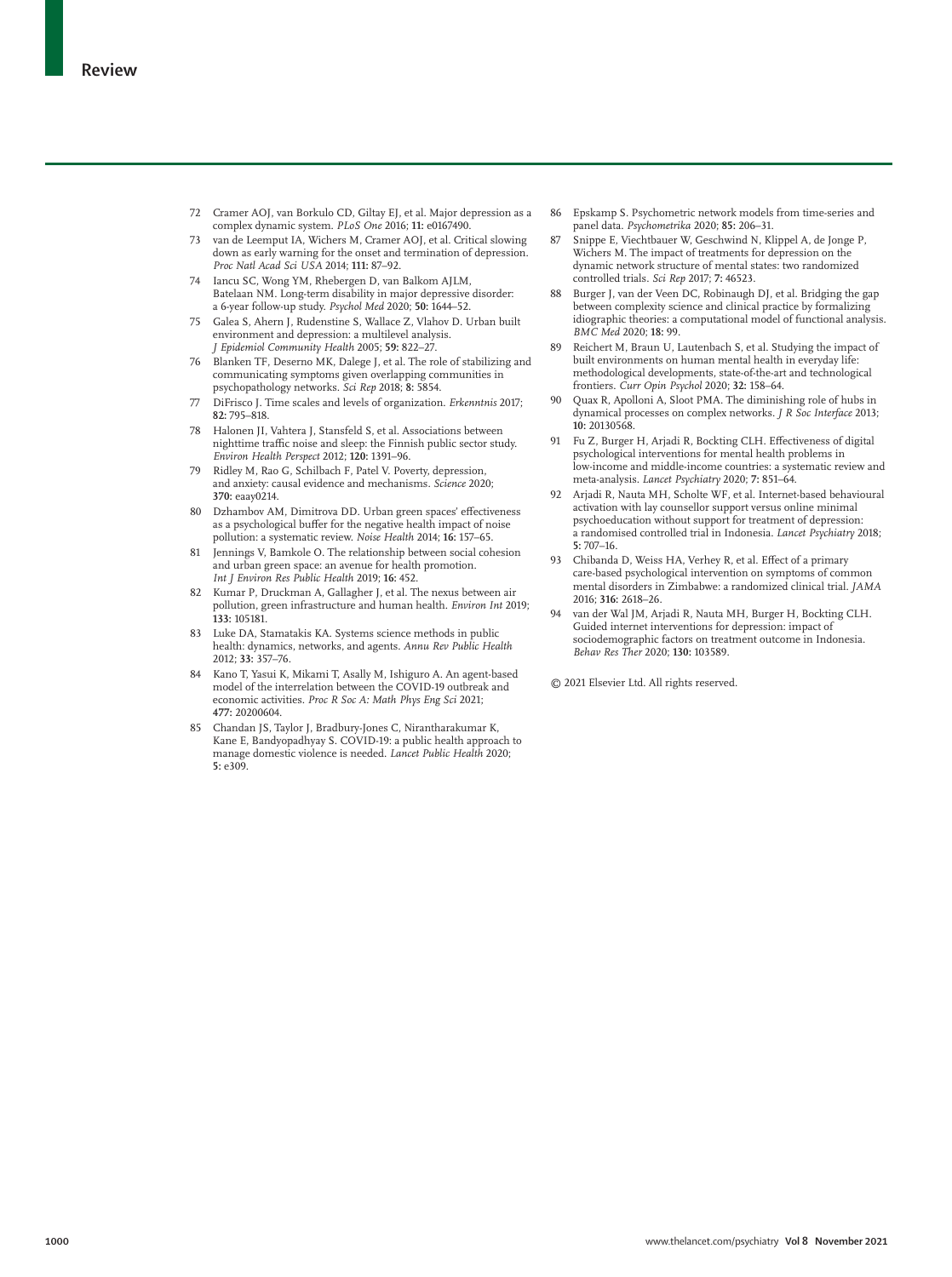72 Cramer AOJ, van Borkulo CD, Giltay EJ, et al. Major depression as a complex dynamic system. *PLoS One* 2016; **11:** e0167490.

73 van de Leemput IA, Wichers M, Cramer AOJ, et al. Critical slowing down as early warning for the onset and termination of depression. *Proc Natl Acad Sci USA* 2014; **111:** 87–92.

74 Iancu SC, Wong YM, Rhebergen D, van Balkom AJLM, Batelaan NM. Long-term disability in major depressive disorder: a 6-year follow-up study. *Psychol Med* 2020; **50:** 1644–52.

75 Galea S, Ahern J, Rudenstine S, Wallace Z, Vlahov D. Urban built environment and depression: a multilevel analysis. *J Epidemiol Community Health* 2005; **59:** 822–27.

76 Blanken TF, Deserno MK, Dalege J, et al. The role of stabilizing and communicating symptoms given overlapping communities in psychopathology networks. *Sci Rep* 2018; **8:** 5854.

77 DiFrisco J. Time scales and levels of organization. *Erkenntnis* 2017; **82:** 795–818.

78 Halonen JI, Vahtera J, Stansfeld S, et al. Associations between nighttime traffic noise and sleep: the Finnish public sector study. *Environ Health Perspect* 2012; **120:** 1391–96.

79 Ridley M, Rao G, Schilbach F, Patel V. Poverty, depression, and anxiety: causal evidence and mechanisms. *Science* 2020; **370:** eaay0214.

80 Dzhambov AM, Dimitrova DD. Urban green spaces' effectiveness as a psychological buffer for the negative health impact of noise pollution: a systematic review. *Noise Health* 2014; **16:** 157–65.

81 Jennings V, Bamkole O. The relationship between social cohesion and urban green space: an avenue for health promotion. *Int J Environ Res Public Health* 2019; **16:** 452.

82 Kumar P, Druckman A, Gallagher J, et al. The nexus between air pollution, green infrastructure and human health. *Environ Int* 2019; **133:** 105181.

83 Luke DA, Stamatakis KA. Systems science methods in public health: dynamics, networks, and agents. *Annu Rev Public Health* 2012; **33:** 357–76.

84 Kano T, Yasui K, Mikami T, Asally M, Ishiguro A. An agent-based model of the interrelation between the COVID-19 outbreak and economic activities. *Proc R Soc A: Math Phys Eng Sci* 2021; **477:** 20200604.

85 Chandan JS, Taylor J, Bradbury-Jones C, Nirantharakumar K, Kane E, Bandyopadhyay S. COVID-19: a public health approach to manage domestic violence is needed. *Lancet Public Health* 2020; **5:** e309.

86 Epskamp S. Psychometric network models from time-series and panel data. *Psychometrika* 2020; **85:** 206–31.

87 Snippe E, Viechtbauer W, Geschwind N, Klippel A, de Jonge P, Wichers M. The impact of treatments for depression on the dynamic network structure of mental states: two randomized controlled trials. *Sci Rep* 2017; **7:** 46523.

88 Burger J, van der Veen DC, Robinaugh DJ, et al. Bridging the gap between complexity science and clinical practice by formalizing idiographic theories: a computational model of functional analysis. *BMC Med* 2020; **18:** 99.

89 Reichert M, Braun U, Lautenbach S, et al. Studying the impact of built environments on human mental health in everyday life: methodological developments, state-of-the-art and technological frontiers. *Curr Opin Psychol* 2020; **32:** 158–64.

90 Quax R, Apolloni A, Sloot PMA. The diminishing role of hubs in dynamical processes on complex networks. *J R Soc Interface* 2013; **10:** 20130568.

91 Fu Z, Burger H, Arjadi R, Bockting CLH. Effectiveness of digital psychological interventions for mental health problems in low-income and middle-income countries: a systematic review and meta-analysis. *Lancet Psychiatry* 2020; **7:** 851–64.

92 Arjadi R, Nauta MH, Scholte WF, et al. Internet-based behavioural activation with lay counsellor support versus online minimal psychoeducation without support for treatment of depression: a randomised controlled trial in Indonesia. *Lancet Psychiatry* 2018; **5:** 707–16.

93 Chibanda D, Weiss HA, Verhey R, et al. Effect of a primary care-based psychological intervention on symptoms of common mental disorders in Zimbabwe: a randomized clinical trial. *JAMA* 2016; **316:** 2618–26.

94 van der Wal JM, Arjadi R, Nauta MH, Burger H, Bockting CLH. Guided internet interventions for depression: impact of sociodemographic factors on treatment outcome in Indonesia. *Behav Res Ther* 2020; **130:** 103589.

© 2021 Elsevier Ltd. All rights reserved.